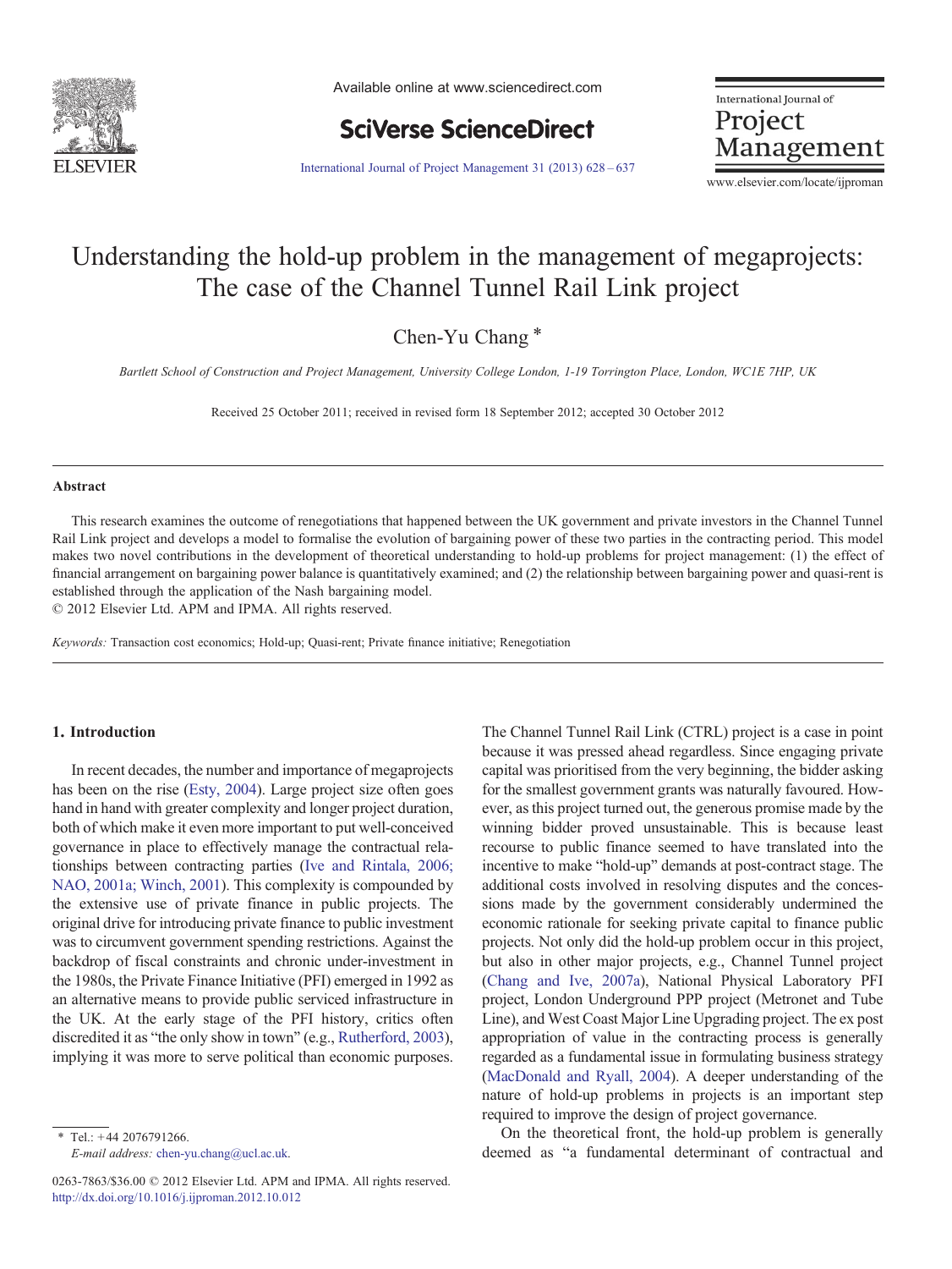# Understanding the hold-up problem in the management of megaprojects: The case of the Channel Tunnel Rail Link project

Chen-Yu Chang *

*Bartlett School of Construction and Project Management, University College London, 1-19 Torrington Place, London, WC1E 7HP, UK*

Received 25 October 2011; received in revised form 18 September 2012; accepted 30 October 2012

## Abstract

This research examines the outcome of renegotiations that happened between the UK government and private investors in the Channel Tunnel Rail Link project and develops a model to formalise the evolution of bargaining power of these two parties in the contracting period. This model makes two novel contributions in the development of theoretical understanding to hold-up problems for project management: (1) the effect of financial arrangement on bargaining power balance is quantitatively examined; and (2) the relationship between bargaining power and quasi-rent is established through the application of the Nash bargaining model.

© 2012 Elsevier Ltd. APM and IPMA. All rights reserved.

*Keywords:* Transaction cost economics; Hold-up; Quasi-rent; Private finance initiative; Renegotiation

## 1. Introduction

In recent decades, the number and importance of megaprojects has been on the rise (Esty, 2004). Large project size often goes hand in hand with greater complexity and longer project duration, both of which make it even more important to put well-conceived governance in place to effectively manage the contractual relationships between contracting parties (Ive and Rintala, 2006; NAO, 2001a; Winch, 2001). This complexity is compounded by the extensive use of private finance in public projects. The original drive for introducing private finance to public investment was to circumvent government spending restrictions. Against the backdrop of fiscal constraints and chronic under-investment in the 1980s, the Private Finance Initiative (PFI) emerged in 1992 as an alternative means to provide public serviced infrastructure in the UK. At the early stage of the PFI history, critics often discredited it as "the only show in town" (e.g., Rutherford, 2003), implying it was more to serve political than economic purposes. The Channel Tunnel Rail Link (CTRL) project is a case in point because it was pressed ahead regardless. Since engaging private capital was prioritised from the very beginning, the bidder asking for the smallest government grants was naturally favoured. However, as this project turned out, the generous promise made by the winning bidder proved unsustainable. This is because least recourse to public finance seemed to have translated into the incentive to make "hold-up" demands at post-contract stage. The additional costs involved in resolving disputes and the concessions made by the government considerably undermined the economic rationale for seeking private capital to finance public projects. Not only did the hold-up problem occur in this project, but also in other major projects, e.g., Channel Tunnel project (Chang and Ive, 2007a), National Physical Laboratory PFI project, London Underground PPP project (Metronet and Tube Line), and West Coast Major Line Upgrading project. The ex post appropriation of value in the contracting process is generally regarded as a fundamental issue in formulating business strategy (MacDonald and Ryall, 2004). A deeper understanding of the nature of hold-up problems in projects is an important step required to improve the design of project governance.

On the theoretical front, the hold-up problem is generally deemed as "a fundamental determinant of contractual and

---

* Tel.: +44 2076791266.
*E-mail address:* chen-yu.chang@ucl.ac.uk.

0263-7863/$36.00 © 2012 Elsevier Ltd. APM and IPMA. All rights reserved.
http://dx.doi.org/10.1016/j.ijproman.2012.10.012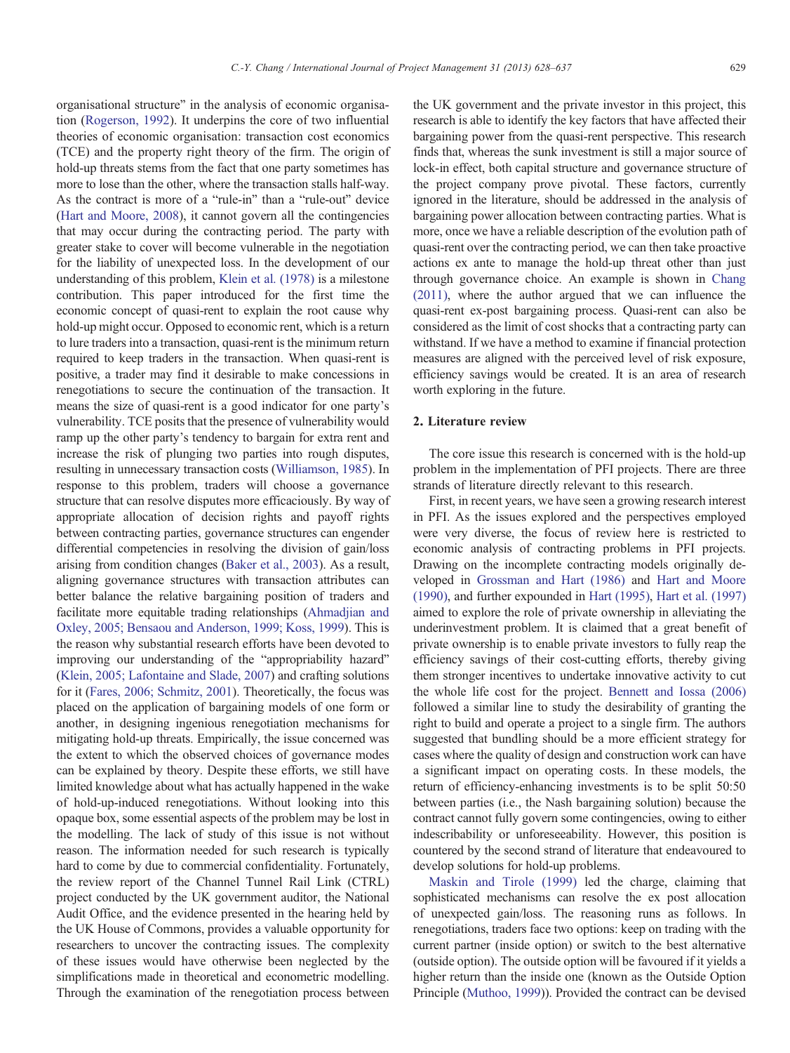organisational structure" in the analysis of economic organisation (Rogerson, 1992). It underpins the core of two influential theories of economic organisation: transaction cost economics (TCE) and the property right theory of the firm. The origin of hold-up threats stems from the fact that one party sometimes has more to lose than the other, where the transaction stalls half-way. As the contract is more of a "rule-in" than a "rule-out" device (Hart and Moore, 2008), it cannot govern all the contingencies that may occur during the contracting period. The party with greater stake to cover will become vulnerable in the negotiation for the liability of unexpected loss. In the development of our understanding of this problem, Klein et al. (1978) is a milestone contribution. This paper introduced for the first time the economic concept of quasi-rent to explain the root cause why hold-up might occur. Opposed to economic rent, which is a return to lure traders into a transaction, quasi-rent is the minimum return required to keep traders in the transaction. When quasi-rent is positive, a trader may find it desirable to make concessions in renegotiations to secure the continuation of the transaction. It means the size of quasi-rent is a good indicator for one party's vulnerability. TCE posits that the presence of vulnerability would ramp up the other party's tendency to bargain for extra rent and increase the risk of plunging two parties into rough disputes, resulting in unnecessary transaction costs (Williamson, 1985). In response to this problem, traders will choose a governance structure that can resolve disputes more efficaciously. By way of appropriate allocation of decision rights and payoff rights between contracting parties, governance structures can engender differential competencies in resolving the division of gain/loss arising from condition changes (Baker et al., 2003). As a result, aligning governance structures with transaction attributes can better balance the relative bargaining position of traders and facilitate more equitable trading relationships (Ahmadjian and Oxley, 2005; Bensaou and Anderson, 1999; Koss, 1999). This is the reason why substantial research efforts have been devoted to improving our understanding of the "appropriability hazard" (Klein, 2005; Lafontaine and Slade, 2007) and crafting solutions for it (Fares, 2006; Schmitz, 2001). Theoretically, the focus was placed on the application of bargaining models of one form or another, in designing ingenious renegotiation mechanisms for mitigating hold-up threats. Empirically, the issue concerned was the extent to which the observed choices of governance modes can be explained by theory. Despite these efforts, we still have limited knowledge about what has actually happened in the wake of hold-up-induced renegotiations. Without looking into this opaque box, some essential aspects of the problem may be lost in the modelling. The lack of study of this issue is not without reason. The information needed for such research is typically hard to come by due to commercial confidentiality. Fortunately, the review report of the Channel Tunnel Rail Link (CTRL) project conducted by the UK government auditor, the National Audit Office, and the evidence presented in the hearing held by the UK House of Commons, provides a valuable opportunity for researchers to uncover the contracting issues. The complexity of these issues would have otherwise been neglected by the simplifications made in theoretical and econometric modelling. Through the examination of the renegotiation process between the UK government and the private investor in this project, this research is able to identify the key factors that have affected their bargaining power from the quasi-rent perspective. This research finds that, whereas the sunk investment is still a major source of lock-in effect, both capital structure and governance structure of the project company prove pivotal. These factors, currently ignored in the literature, should be addressed in the analysis of bargaining power allocation between contracting parties. What is more, once we have a reliable description of the evolution path of quasi-rent over the contracting period, we can then take proactive actions ex ante to manage the hold-up threat other than just through governance choice. An example is shown in Chang (2011), where the author argued that we can influence the quasi-rent ex-post bargaining process. Quasi-rent can also be considered as the limit of cost shocks that a contracting party can withstand. If we have a method to examine if financial protection measures are aligned with the perceived level of risk exposure, efficiency savings would be created. It is an area of research worth exploring in the future.

## 2. Literature review

The core issue this research is concerned with is the hold-up problem in the implementation of PFI projects. There are three strands of literature directly relevant to this research.

First, in recent years, we have seen a growing research interest in PFI. As the issues explored and the perspectives employed were very diverse, the focus of review here is restricted to economic analysis of contracting problems in PFI projects. Drawing on the incomplete contracting models originally developed in Grossman and Hart (1986) and Hart and Moore (1990), and further expounded in Hart (1995), Hart et al. (1997) aimed to explore the role of private ownership in alleviating the underinvestment problem. It is claimed that a great benefit of private ownership is to enable private investors to fully reap the efficiency savings of their cost-cutting efforts, thereby giving them stronger incentives to undertake innovative activity to cut the whole life cost for the project. Bennett and Iossa (2006) followed a similar line to study the desirability of granting the right to build and operate a project to a single firm. The authors suggested that bundling should be a more efficient strategy for cases where the quality of design and construction work can have a significant impact on operating costs. In these models, the return of efficiency-enhancing investments is to be split 50:50 between parties (i.e., the Nash bargaining solution) because the contract cannot fully govern some contingencies, owing to either indescribability or unforeseeability. However, this position is countered by the second strand of literature that endeavoured to develop solutions for hold-up problems.

Maskin and Tirole (1999) led the charge, claiming that sophisticated mechanisms can resolve the ex post allocation of unexpected gain/loss. The reasoning runs as follows. In renegotiations, traders face two options: keep on trading with the current partner (inside option) or switch to the best alternative (outside option). The outside option will be favoured if it yields a higher return than the inside one (known as the Outside Option Principle (Muthoo, 1999)). Provided the contract can be devised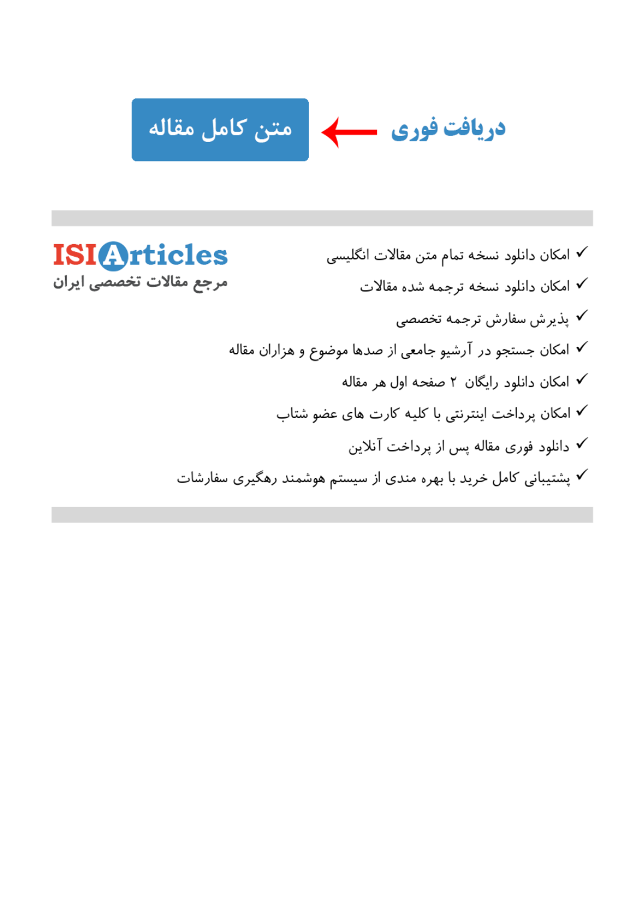دریافت فوری ← **متن کامل مقاله**

---

**ISIArticles**
مرجع مقالات تخصصی ایران

- ✓ امکان دانلود نسخه تمام متن مقالات انگلیسی
- ✓ امکان دانلود نسخه ترجمه شده مقالات
- ✓ پذیرش سفارش ترجمه تخصصی
- ✓ امکان جستجو در آرشیو جامعی از صدها موضوع و هزاران مقاله
- ✓ امکان دانلود رایگان ۲ صفحه اول هر مقاله
- ✓ امکان پرداخت اینترنتی با کلیه کارت های عضو شتاب
- ✓ دانلود فوری مقاله پس از پرداخت آنلاین
- ✓ پشتیبانی کامل خرید با بهره مندی از سیستم هوشمند رهگیری سفارشات

---